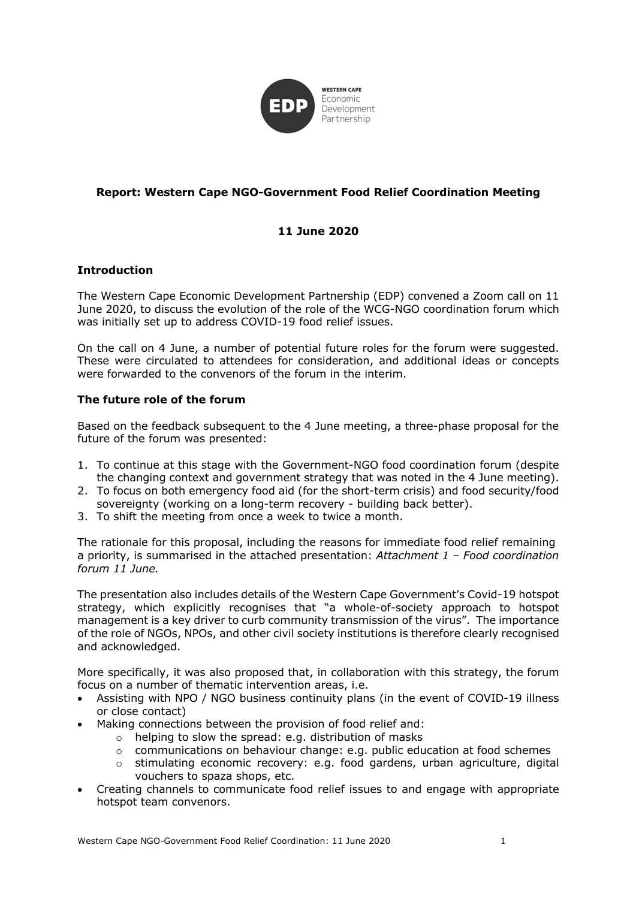**Report: Western Cape NGO-Government Food Relief Coordination Meeting**

**11 June 2020**

## Introduction

The Western Cape Economic Development Partnership (EDP) convened a Zoom call on 11 June 2020, to discuss the evolution of the role of the WCG-NGO coordination forum which was initially set up to address COVID-19 food relief issues.

On the call on 4 June, a number of potential future roles for the forum were suggested. These were circulated to attendees for consideration, and additional ideas or concepts were forwarded to the convenors of the forum in the interim.

## The future role of the forum

Based on the feedback subsequent to the 4 June meeting, a three-phase proposal for the future of the forum was presented:

1. To continue at this stage with the Government-NGO food coordination forum (despite the changing context and government strategy that was noted in the 4 June meeting).
2. To focus on both emergency food aid (for the short-term crisis) and food security/food sovereignty (working on a long-term recovery - building back better).
3. To shift the meeting from once a week to twice a month.

The rationale for this proposal, including the reasons for immediate food relief remaining a priority, is summarised in the attached presentation: *Attachment 1 – Food coordination forum 11 June.*

The presentation also includes details of the Western Cape Government's Covid-19 hotspot strategy, which explicitly recognises that "a whole-of-society approach to hotspot management is a key driver to curb community transmission of the virus". The importance of the role of NGOs, NPOs, and other civil society institutions is therefore clearly recognised and acknowledged.

More specifically, it was also proposed that, in collaboration with this strategy, the forum focus on a number of thematic intervention areas, i.e.

- Assisting with NPO / NGO business continuity plans (in the event of COVID-19 illness or close contact)
- Making connections between the provision of food relief and:
  - helping to slow the spread: e.g. distribution of masks
  - communications on behaviour change: e.g. public education at food schemes
  - stimulating economic recovery: e.g. food gardens, urban agriculture, digital vouchers to spaza shops, etc.
- Creating channels to communicate food relief issues to and engage with appropriate hotspot team convenors.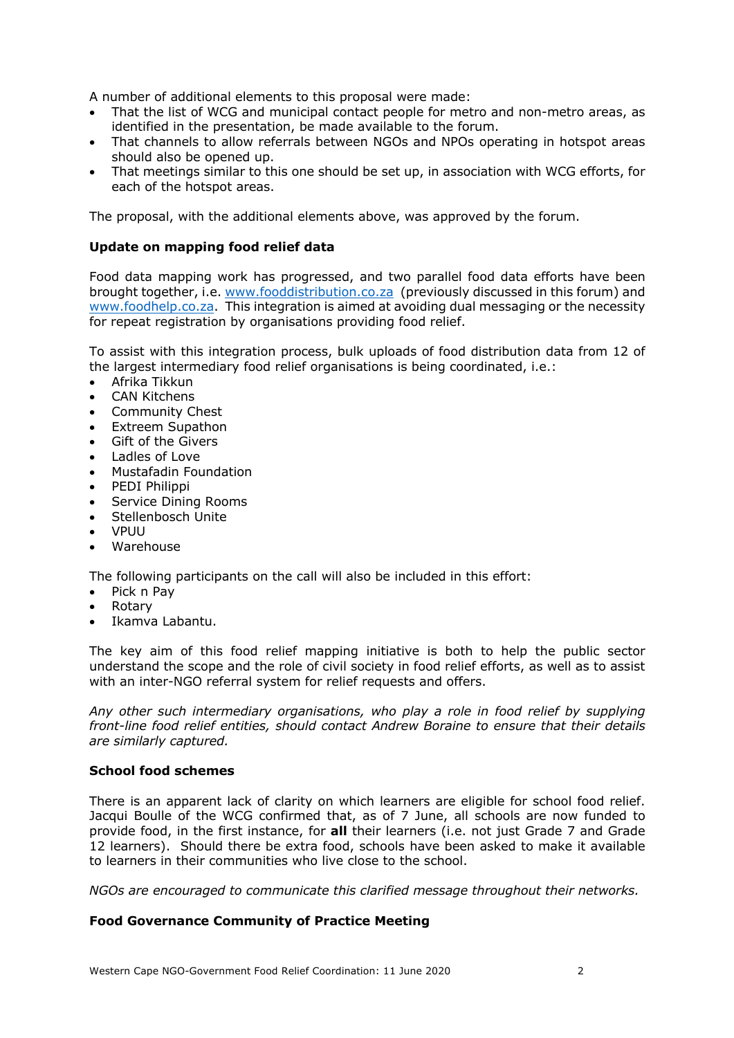A number of additional elements to this proposal were made:

- That the list of WCG and municipal contact people for metro and non-metro areas, as identified in the presentation, be made available to the forum.
- That channels to allow referrals between NGOs and NPOs operating in hotspot areas should also be opened up.
- That meetings similar to this one should be set up, in association with WCG efforts, for each of the hotspot areas.

The proposal, with the additional elements above, was approved by the forum.

### Update on mapping food relief data

Food data mapping work has progressed, and two parallel food data efforts have been brought together, i.e. www.fooddistribution.co.za (previously discussed in this forum) and www.foodhelp.co.za. This integration is aimed at avoiding dual messaging or the necessity for repeat registration by organisations providing food relief.

To assist with this integration process, bulk uploads of food distribution data from 12 of the largest intermediary food relief organisations is being coordinated, i.e.:

- Afrika Tikkun
- CAN Kitchens
- Community Chest
- Extreem Supathon
- Gift of the Givers
- Ladles of Love
- Mustafadin Foundation
- PEDI Philippi
- Service Dining Rooms
- Stellenbosch Unite
- VPUU
- Warehouse

The following participants on the call will also be included in this effort:

- Pick n Pay
- Rotary
- Ikamva Labantu.

The key aim of this food relief mapping initiative is both to help the public sector understand the scope and the role of civil society in food relief efforts, as well as to assist with an inter-NGO referral system for relief requests and offers.

*Any other such intermediary organisations, who play a role in food relief by supplying front-line food relief entities, should contact Andrew Boraine to ensure that their details are similarly captured.*

### School food schemes

There is an apparent lack of clarity on which learners are eligible for school food relief. Jacqui Boulle of the WCG confirmed that, as of 7 June, all schools are now funded to provide food, in the first instance, for **all** their learners (i.e. not just Grade 7 and Grade 12 learners). Should there be extra food, schools have been asked to make it available to learners in their communities who live close to the school.

*NGOs are encouraged to communicate this clarified message throughout their networks.*

### Food Governance Community of Practice Meeting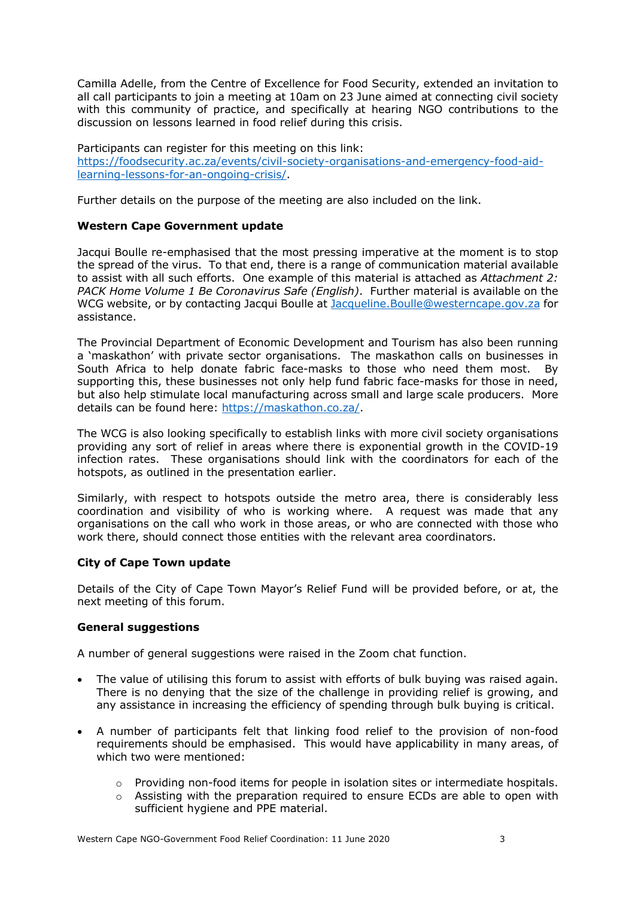Camilla Adelle, from the Centre of Excellence for Food Security, extended an invitation to all call participants to join a meeting at 10am on 23 June aimed at connecting civil society with this community of practice, and specifically at hearing NGO contributions to the discussion on lessons learned in food relief during this crisis.

Participants can register for this meeting on this link: [https://foodsecurity.ac.za/events/civil-society-organisations-and-emergency-food-aid-learning-lessons-for-an-ongoing-crisis/](https://foodsecurity.ac.za/events/civil-society-organisations-and-emergency-food-aid-learning-lessons-for-an-ongoing-crisis/).

Further details on the purpose of the meeting are also included on the link.

**Western Cape Government update**

Jacqui Boulle re-emphasised that the most pressing imperative at the moment is to stop the spread of the virus. To that end, there is a range of communication material available to assist with all such efforts. One example of this material is attached as *Attachment 2: PACK Home Volume 1 Be Coronavirus Safe (English)*. Further material is available on the WCG website, or by contacting Jacqui Boulle at [Jacqueline.Boulle@westerncape.gov.za](mailto:Jacqueline.Boulle@westerncape.gov.za) for assistance.

The Provincial Department of Economic Development and Tourism has also been running a 'maskathon' with private sector organisations. The maskathon calls on businesses in South Africa to help donate fabric face-masks to those who need them most. By supporting this, these businesses not only help fund fabric face-masks for those in need, but also help stimulate local manufacturing across small and large scale producers. More details can be found here: [https://maskathon.co.za/](https://maskathon.co.za/).

The WCG is also looking specifically to establish links with more civil society organisations providing any sort of relief in areas where there is exponential growth in the COVID-19 infection rates. These organisations should link with the coordinators for each of the hotspots, as outlined in the presentation earlier.

Similarly, with respect to hotspots outside the metro area, there is considerably less coordination and visibility of who is working where. A request was made that any organisations on the call who work in those areas, or who are connected with those who work there, should connect those entities with the relevant area coordinators.

**City of Cape Town update**

Details of the City of Cape Town Mayor's Relief Fund will be provided before, or at, the next meeting of this forum.

**General suggestions**

A number of general suggestions were raised in the Zoom chat function.

- The value of utilising this forum to assist with efforts of bulk buying was raised again. There is no denying that the size of the challenge in providing relief is growing, and any assistance in increasing the efficiency of spending through bulk buying is critical.
- A number of participants felt that linking food relief to the provision of non-food requirements should be emphasised. This would have applicability in many areas, of which two were mentioned:
  - Providing non-food items for people in isolation sites or intermediate hospitals.
  - Assisting with the preparation required to ensure ECDs are able to open with sufficient hygiene and PPE material.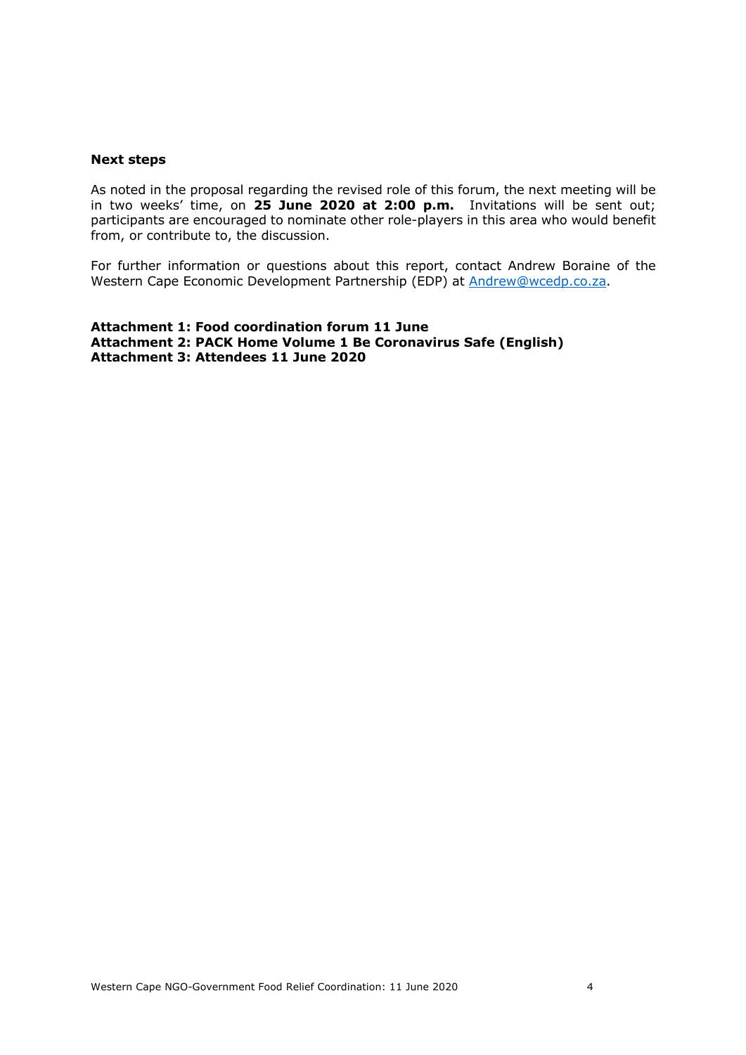**Next steps**

As noted in the proposal regarding the revised role of this forum, the next meeting will be in two weeks' time, on **25 June 2020 at 2:00 p.m.** Invitations will be sent out; participants are encouraged to nominate other role-players in this area who would benefit from, or contribute to, the discussion.

For further information or questions about this report, contact Andrew Boraine of the Western Cape Economic Development Partnership (EDP) at [Andrew@wcedp.co.za](mailto:Andrew@wcedp.co.za).

**Attachment 1: Food coordination forum 11 June**
**Attachment 2: PACK Home Volume 1 Be Coronavirus Safe (English)**
**Attachment 3: Attendees 11 June 2020**